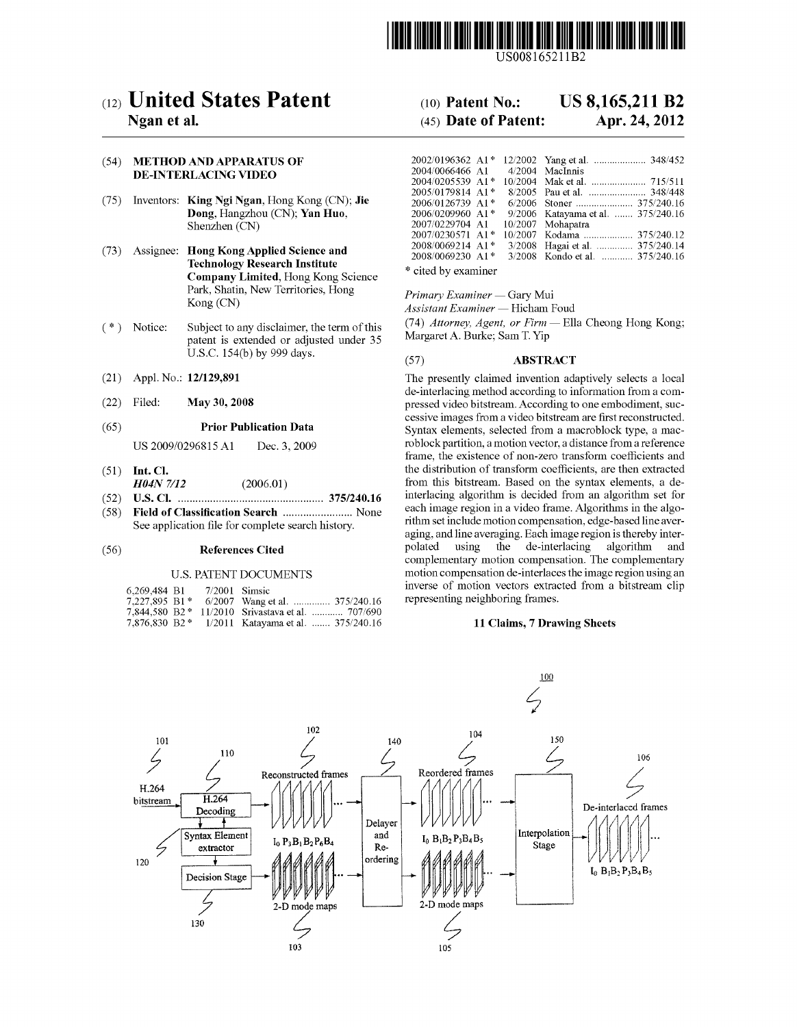US008165211B2

# (12) United States Patent
**Ngan et al.**

(10) **Patent No.: US 8,165,211 B2**

(45) **Date of Patent: Apr. 24, 2012**

(54) **METHOD AND APPARATUS OF DE-INTERLACING VIDEO**

(75) Inventors: **King Ngi Ngan**, Hong Kong (CN); **Jie Dong**, Hangzhou (CN); **Yan Huo**, Shenzhen (CN)

(73) Assignee: **Hong Kong Applied Science and Technology Research Institute Company Limited**, Hong Kong Science Park, Shatin, New Territories, Hong Kong (CN)

(*) Notice: Subject to any disclaimer, the term of this patent is extended or adjusted under 35 U.S.C. 154(b) by 999 days.

(21) Appl. No.: **12/129,891**

(22) Filed: **May 30, 2008**

(65) **Prior Publication Data**

US 2009/0296815 A1 Dec. 3, 2009

(51) **Int. Cl.**
*H04N 7/12* (2006.01)

(52) **U.S. Cl.** .......................................... **375/240.16**

(58) **Field of Classification Search** ........................ None
See application file for complete search history.

(56) **References Cited**

U.S. PATENT DOCUMENTS

| | | | |
|---|---|---|---|
| 6,269,484 B1 | 7/2001 | Simsic | |
| 7,227,895 B1 * | 6/2007 | Wang et al. | 375/240.16 |
| 7,844,580 B2 * | 11/2010 | Srivastava et al. | 707/690 |
| 7,876,830 B2 * | 1/2011 | Katayama et al. | 375/240.16 |
| 2002/0196362 A1 * | 12/2002 | Yang et al. | 348/452 |
| 2004/0066466 A1 | 4/2004 | MacInnis | |
| 2004/0205539 A1 * | 10/2004 | Mak et al. | 715/511 |
| 2005/0179814 A1 * | 8/2005 | Pau et al. | 348/448 |
| 2006/0126739 A1 * | 6/2006 | Stoner | 375/240.16 |
| 2006/0209960 A1 * | 9/2006 | Katayama et al. | 375/240.16 |
| 2007/0229704 A1 | 10/2007 | Mohapatra | |
| 2007/0230571 A1 * | 10/2007 | Kodama | 375/240.12 |
| 2008/0069214 A1 * | 3/2008 | Hagai et al. | 375/240.14 |
| 2008/0069230 A1 * | 3/2008 | Kondo et al. | 375/240.16 |

\* cited by examiner

*Primary Examiner* — Gary Mui
*Assistant Examiner* — Hicham Foud

(74) *Attorney, Agent, or Firm* — Ella Cheong Hong Kong; Margaret A. Burke; Sam T. Yip

(57) **ABSTRACT**

The presently claimed invention adaptively selects a local de-interlacing method according to information from a compressed video bitstream. According to one embodiment, successive images from a video bitstream are first reconstructed. Syntax elements, selected from a macroblock type, a macroblock partition, a motion vector, a distance from a reference frame, the existence of non-zero transform coefficients and the distribution of transform coefficients, are then extracted from this bitstream. Based on the syntax elements, a de-interlacing algorithm is decided from an algorithm set for each image region in a video frame. Algorithms in the algorithm set include motion compensation, edge-based line averaging, and line averaging. Each image region is thereby interpolated using the de-interlacing algorithm and complementary motion compensation. The complementary motion compensation de-interlaces the image region using an inverse of motion vectors extracted from a bitstream clip representing neighboring frames.

**11 Claims, 7 Drawing Sheets**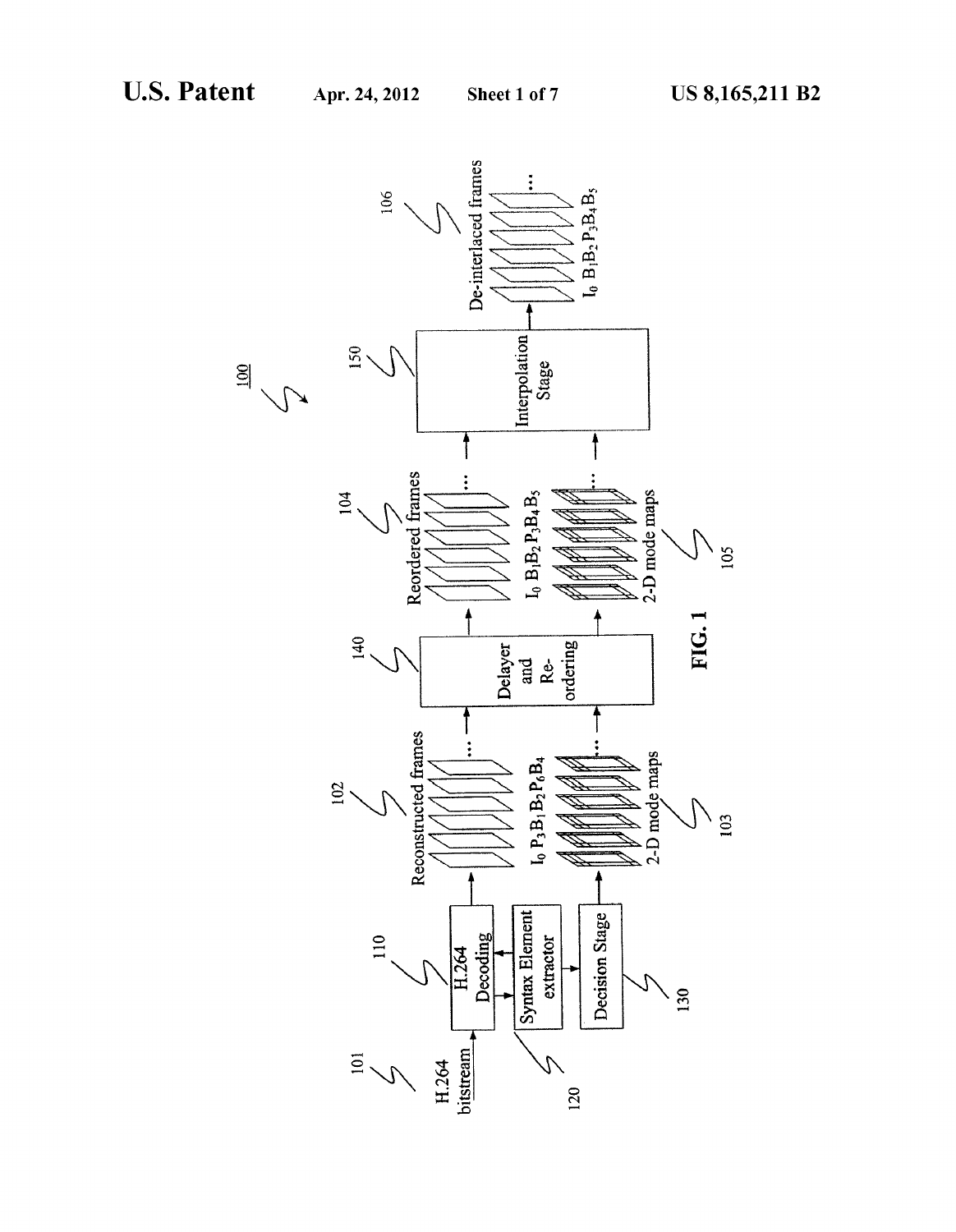FIG. 1

100

H.264 bitstream (101)

H.264 Decoding (110)

Syntax Element extractor (120)

Decision Stage (130)

Reconstructed frames (102)

$I_0\ P_3\ B_1\ B_2\ P_6\ B_4$

2-D mode maps (103)

Delayer and Re-ordering (140)

Reordered frames (104)

$I_0\ B_1\ B_2\ P_3\ B_4\ B_5$

2-D mode maps (105)

Interpolation Stage (150)

De-interlaced frames (106)

$I_0\ B_1\ B_2\ P_3\ B_4\ B_5$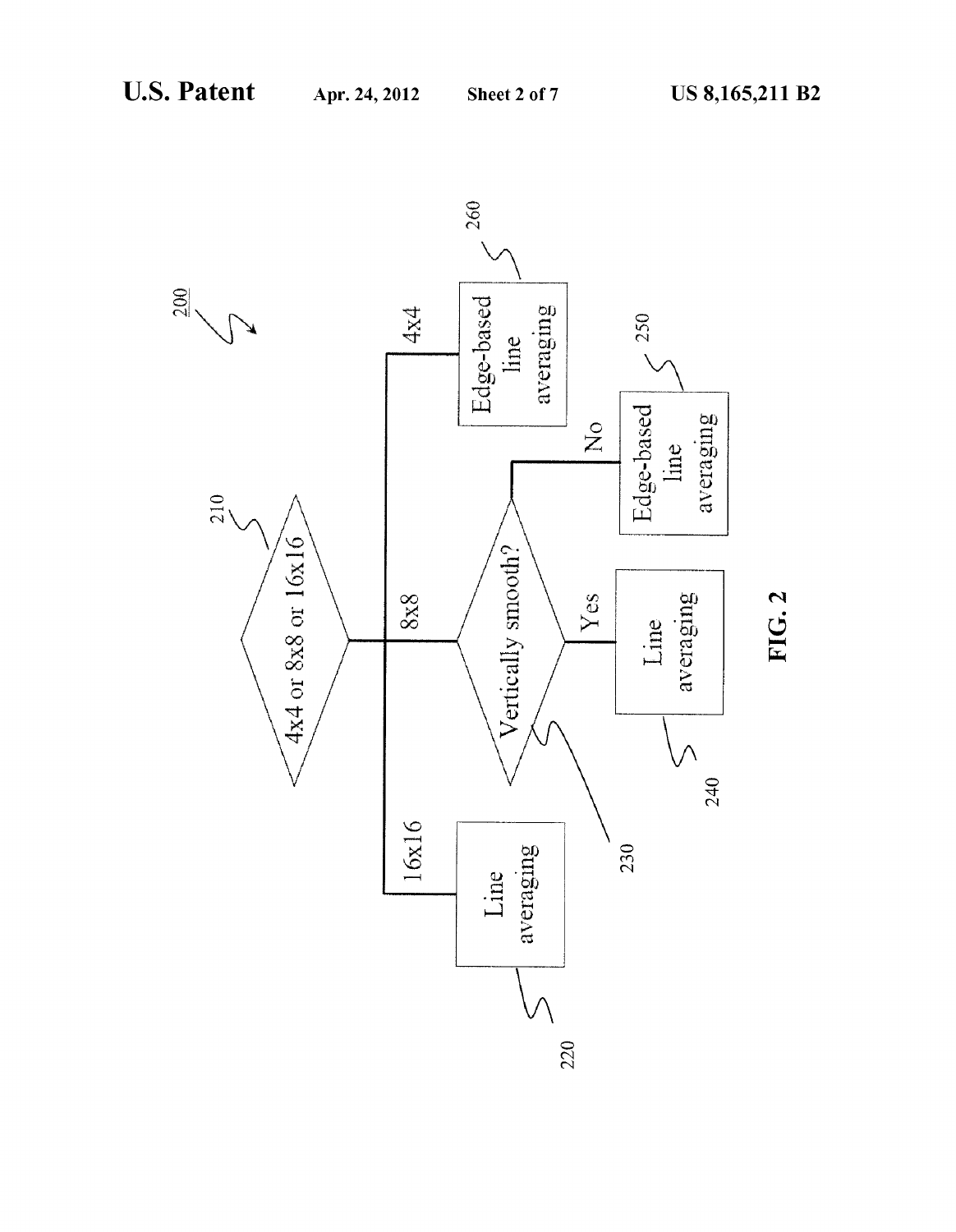200

210: 4x4 or 8x8 or 16x16

- 16x16 → 220: Line averaging
- 8x8 → 230: Vertically smooth?
  - Yes → 240: Line averaging
  - No → 250: Edge-based line averaging
- 4x4 → 260: Edge-based line averaging

FIG. 2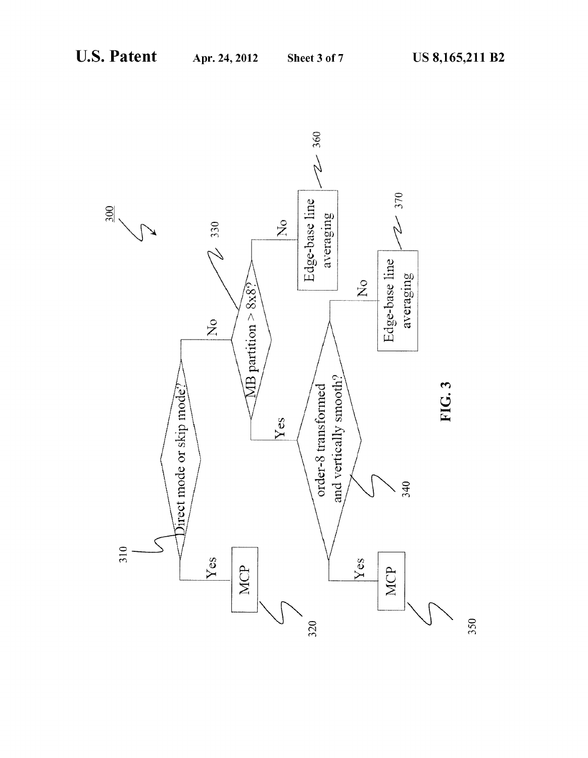300

Direct mode or skip mode?

310

Yes

MCP

320

No

MB partition > 8x8?

330

No

Edge-base line averaging

360

Yes

order-8 transformed and vertically smooth?

340

Yes

MCP

350

No

Edge-base line averaging

370

FIG. 3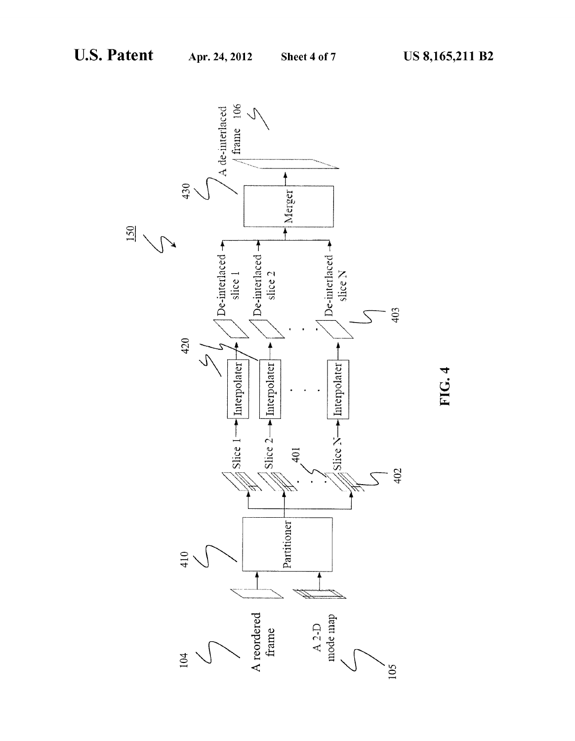150

A reordered frame — 104

A 2-D mode map — 105

Partitioner — 410

Slice 1

Slice 2

Slice N

401

402

Interpolater — 420

Interpolater

Interpolater

De-interlaced slice 1

De-interlaced slice 2

De-interlaced slice N

403

Merger — 430

A de-interlaced frame — 106

**FIG. 4**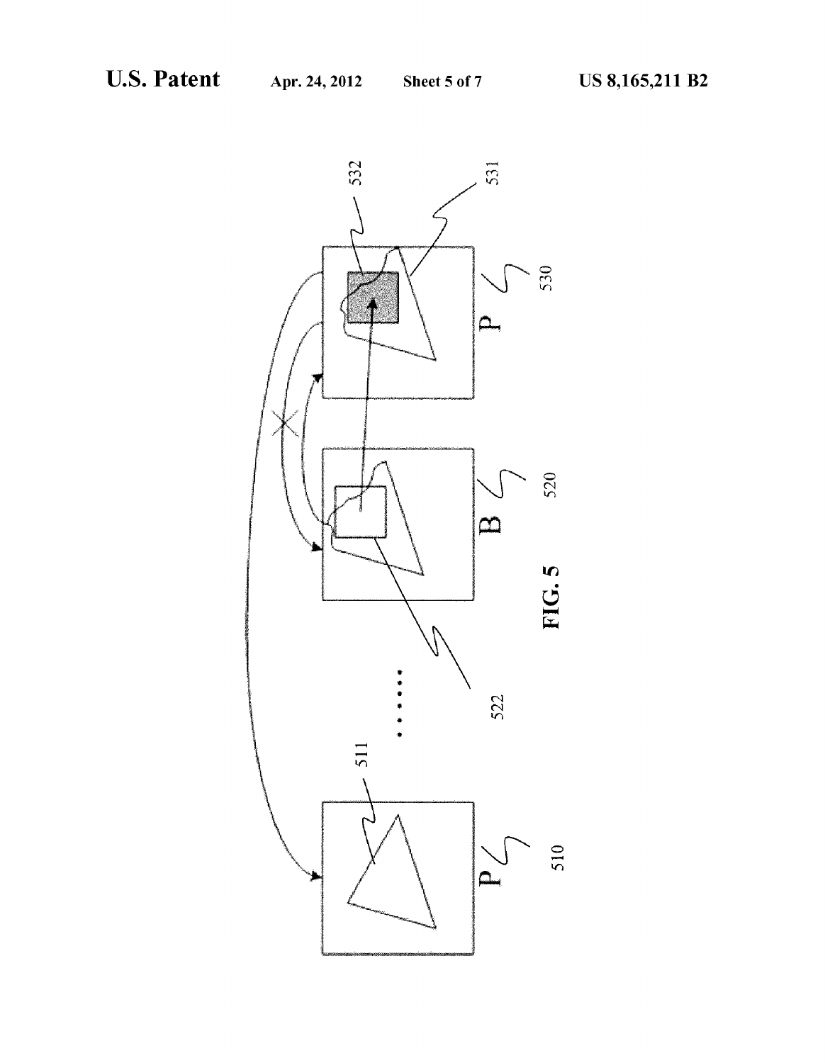FIG. 5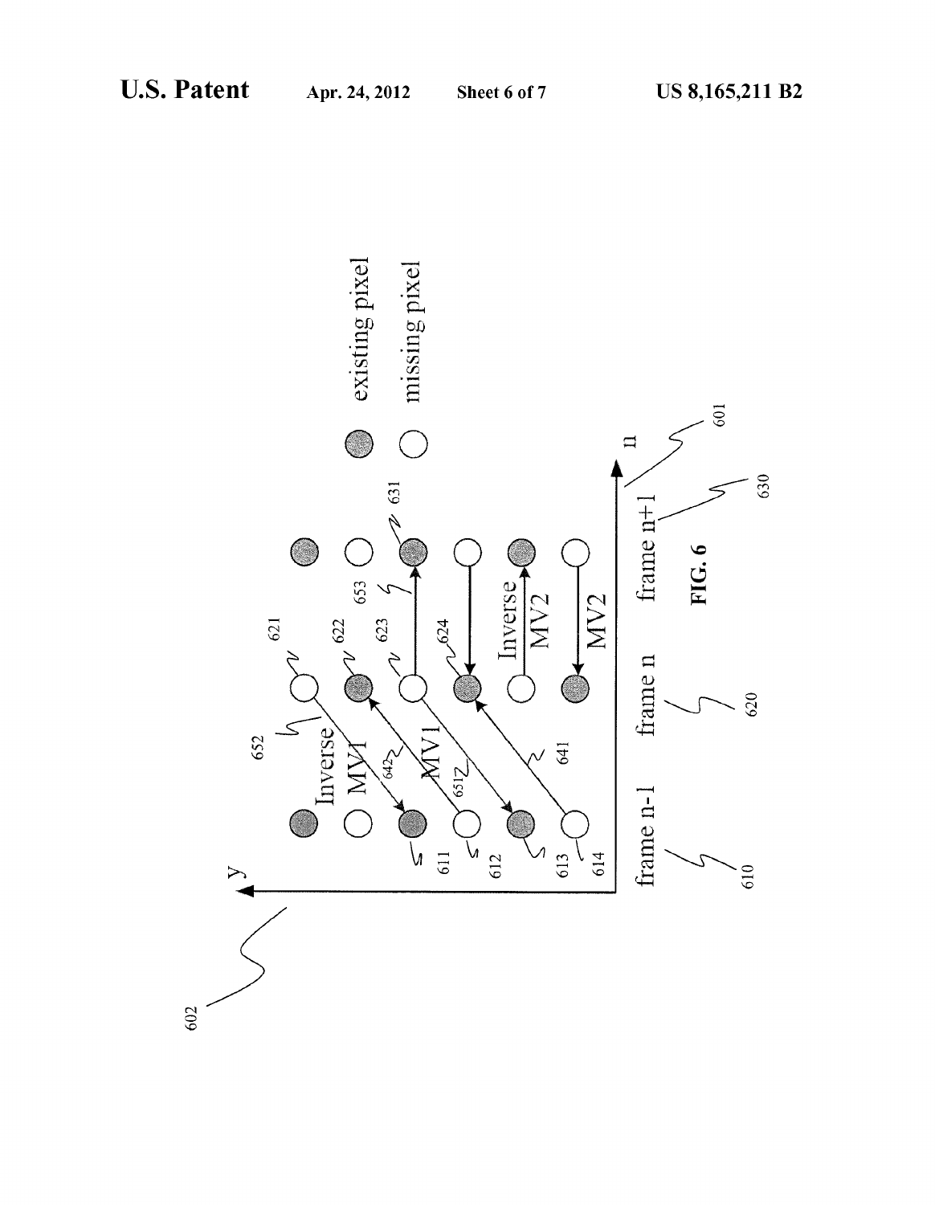FIG. 6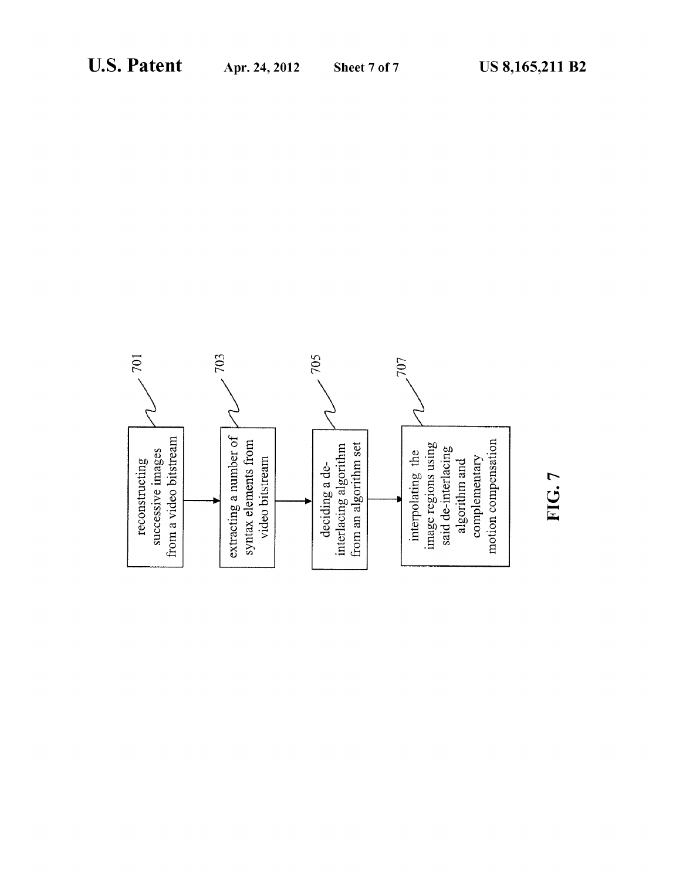701 reconstructing successive images from a video bitstream

703 extracting a number of syntax elements from video bitstream

705 deciding a de-interlacing algorithm from an algorithm set

707 interpolating the image regions using said de-interlacing algorithm and complementary motion compensation

**FIG. 7**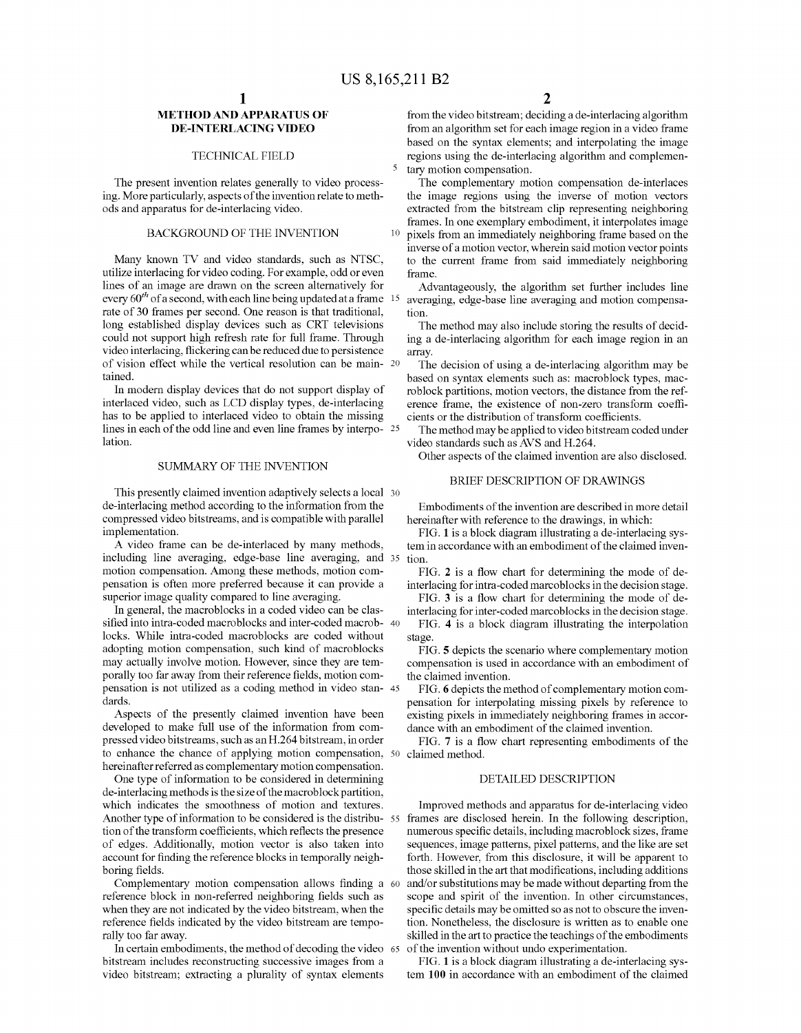# METHOD AND APPARATUS OF DE-INTERLACING VIDEO

## TECHNICAL FIELD

The present invention relates generally to video processing. More particularly, aspects of the invention relate to methods and apparatus for de-interlacing video.

## BACKGROUND OF THE INVENTION

Many known TV and video standards, such as NTSC, utilize interlacing for video coding. For example, odd or even lines of an image are drawn on the screen alternatively for every $60^{th}$ of a second, with each line being updated at a frame rate of 30 frames per second. One reason is that traditional, long established display devices such as CRT televisions could not support high refresh rate for full frame. Through video interlacing, flickering can be reduced due to persistence of vision effect while the vertical resolution can be maintained.

In modern display devices that do not support display of interlaced video, such as LCD display types, de-interlacing has to be applied to interlaced video to obtain the missing lines in each of the odd line and even line frames by interpolation.

## SUMMARY OF THE INVENTION

This presently claimed invention adaptively selects a local de-interlacing method according to the information from the compressed video bitstreams, and is compatible with parallel implementation.

A video frame can be de-interlaced by many methods, including line averaging, edge-base line averaging, and motion compensation. Among these methods, motion compensation is often more preferred because it can provide a superior image quality compared to line averaging.

In general, the macroblocks in a coded video can be classified into intra-coded macroblocks and inter-coded macroblocks. While intra-coded macroblocks are coded without adopting motion compensation, such kind of macroblocks may actually involve motion. However, since they are temporally too far away from their reference fields, motion compensation is not utilized as a coding method in video standards.

Aspects of the presently claimed invention have been developed to make full use of the information from compressed video bitstreams, such as an H.264 bitstream, in order to enhance the chance of applying motion compensation, hereinafter referred as complementary motion compensation.

One type of information to be considered in determining de-interlacing methods is the size of the macroblock partition, which indicates the smoothness of motion and textures. Another type of information to be considered is the distribution of the transform coefficients, which reflects the presence of edges. Additionally, motion vector is also taken into account for finding the reference blocks in temporally neighboring fields.

Complementary motion compensation allows finding a reference block in non-referred neighboring fields such as when they are not indicated by the video bitstream, when the reference fields indicated by the video bitstream are temporally too far away.

In certain embodiments, the method of decoding the video bitstream includes reconstructing successive images from a video bitstream; extracting a plurality of syntax elements from the video bitstream; deciding a de-interlacing algorithm from an algorithm set for each image region in a video frame based on the syntax elements; and interpolating the image regions using the de-interlacing algorithm and complementary motion compensation.

The complementary motion compensation de-interlaces the image regions using the inverse of motion vectors extracted from the bitstream clip representing neighboring frames. In one exemplary embodiment, it interpolates image pixels from an immediately neighboring frame based on the inverse of a motion vector, wherein said motion vector points to the current frame from said immediately neighboring frame.

Advantageously, the algorithm set further includes line averaging, edge-base line averaging and motion compensation.

The method may also include storing the results of deciding a de-interlacing algorithm for each image region in an array.

The decision of using a de-interlacing algorithm may be based on syntax elements such as: macroblock types, macroblock partitions, motion vectors, the distance from the reference frame, the existence of non-zero transform coefficients or the distribution of transform coefficients.

The method may be applied to video bitstream coded under video standards such as AVS and H.264.

Other aspects of the claimed invention are also disclosed.

## BRIEF DESCRIPTION OF DRAWINGS

Embodiments of the invention are described in more detail hereinafter with reference to the drawings, in which:

FIG. **1** is a block diagram illustrating a de-interlacing system in accordance with an embodiment of the claimed invention.

FIG. **2** is a flow chart for determining the mode of de-interlacing for intra-coded marcoblocks in the decision stage.

FIG. **3** is a flow chart for determining the mode of de-interlacing for inter-coded marcoblocks in the decision stage.

FIG. **4** is a block diagram illustrating the interpolation stage.

FIG. **5** depicts the scenario where complementary motion compensation is used in accordance with an embodiment of the claimed invention.

FIG. **6** depicts the method of complementary motion compensation for interpolating missing pixels by reference to existing pixels in immediately neighboring frames in accordance with an embodiment of the claimed invention.

FIG. **7** is a flow chart representing embodiments of the claimed method.

## DETAILED DESCRIPTION

Improved methods and apparatus for de-interlacing video frames are disclosed herein. In the following description, numerous specific details, including macroblock sizes, frame sequences, image patterns, pixel patterns, and the like are set forth. However, from this disclosure, it will be apparent to those skilled in the art that modifications, including additions and/or substitutions may be made without departing from the scope and spirit of the invention. In other circumstances, specific details may be omitted so as not to obscure the invention. Nonetheless, the disclosure is written as to enable one skilled in the art to practice the teachings of the embodiments of the invention without undo experimentation.

FIG. **1** is a block diagram illustrating a de-interlacing system **100** in accordance with an embodiment of the claimed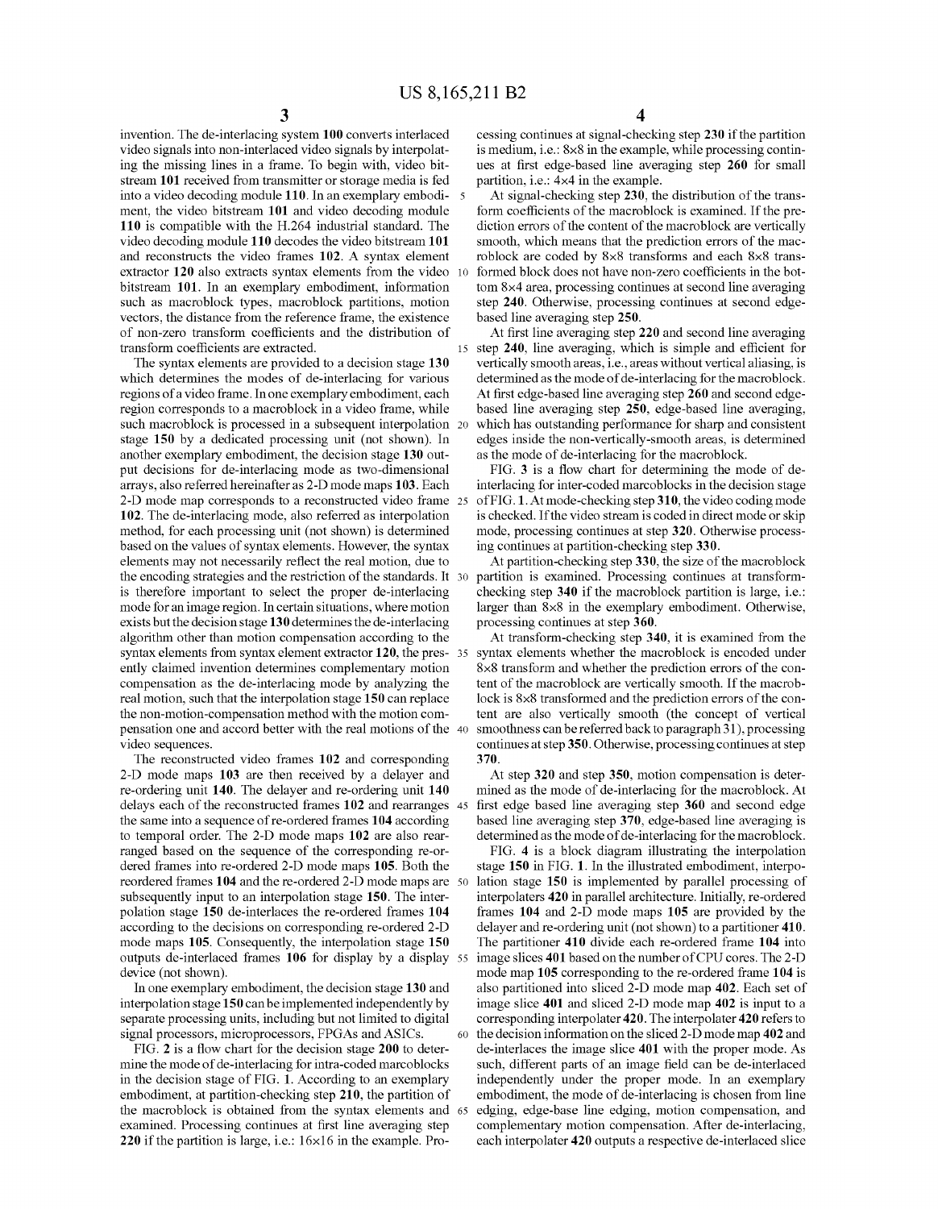invention. The de-interlacing system **100** converts interlaced video signals into non-interlaced video signals by interpolating the missing lines in a frame. To begin with, video bitstream **101** received from transmitter or storage media is fed into a video decoding module **110**. In an exemplary embodiment, the video bitstream **101** and video decoding module **110** is compatible with the H.264 industrial standard. The video decoding module **110** decodes the video bitstream **101** and reconstructs the video frames **102**. A syntax element extractor **120** also extracts syntax elements from the video bitstream **101**. In an exemplary embodiment, information such as macroblock types, macroblock partitions, motion vectors, the distance from the reference frame, the existence of non-zero transform coefficients and the distribution of transform coefficients are extracted.

The syntax elements are provided to a decision stage **130** which determines the modes of de-interlacing for various regions of a video frame. In one exemplary embodiment, each region corresponds to a macroblock in a video frame, while such macroblock is processed in a subsequent interpolation stage **150** by a dedicated processing unit (not shown). In another exemplary embodiment, the decision stage **130** output decisions for de-interlacing mode as two-dimensional arrays, also referred hereinafter as 2-D mode maps **103**. Each 2-D mode map corresponds to a reconstructed video frame **102**. The de-interlacing mode, also referred as interpolation method, for each processing unit (not shown) is determined based on the values of syntax elements. However, the syntax elements may not necessarily reflect the real motion, due to the encoding strategies and the restriction of the standards. It is therefore important to select the proper de-interlacing mode for an image region. In certain situations, where motion exists but the decision stage **130** determines the de-interlacing algorithm other than motion compensation according to the syntax elements from syntax element extractor **120**, the presently claimed invention determines complementary motion compensation as the de-interlacing mode by analyzing the real motion, such that the interpolation stage **150** can replace the non-motion-compensation method with the motion compensation one and accord better with the real motions of the video sequences.

The reconstructed video frames **102** and corresponding 2-D mode maps **103** are then received by a delayer and re-ordering unit **140**. The delayer and re-ordering unit **140** delays each of the reconstructed frames **102** and rearranges the same into a sequence of re-ordered frames **104** according to temporal order. The 2-D mode maps **102** are also rearranged based on the sequence of the corresponding re-ordered frames into re-ordered 2-D mode maps **105**. Both the reordered frames **104** and the re-ordered 2-D mode maps are subsequently input to an interpolation stage **150**. The interpolation stage **150** de-interlaces the re-ordered frames **104** according to the decisions on corresponding re-ordered 2-D mode maps **105**. Consequently, the interpolation stage **150** outputs de-interlaced frames **106** for display by a display device (not shown).

In one exemplary embodiment, the decision stage **130** and interpolation stage **150** can be implemented independently by separate processing units, including but not limited to digital signal processors, microprocessors, FPGAs and ASICs.

FIG. **2** is a flow chart for the decision stage **200** to determine the mode of de-interlacing for intra-coded marcoblocks in the decision stage of FIG. **1**. According to an exemplary embodiment, at partition-checking step **210**, the partition of the macroblock is obtained from the syntax elements and examined. Processing continues at first line averaging step **220** if the partition is large, i.e.: 16×16 in the example. Processing continues at signal-checking step **230** if the partition is medium, i.e.: 8×8 in the example, while processing continues at first edge-based line averaging step **260** for small partition, i.e.: 4×4 in the example.

At signal-checking step **230**, the distribution of the transform coefficients of the macroblock is examined. If the prediction errors of the content of the macroblock are vertically smooth, which means that the prediction errors of the macroblock are coded by 8×8 transforms and each 8×8 transformed block does not have non-zero coefficients in the bottom 8×4 area, processing continues at second line averaging step **240**. Otherwise, processing continues at second edge-based line averaging step **250**.

At first line averaging step **220** and second line averaging step **240**, line averaging, which is simple and efficient for vertically smooth areas, i.e., areas without vertical aliasing, is determined as the mode of de-interlacing for the macroblock. At first edge-based line averaging step **260** and second edge-based line averaging step **250**, edge-based line averaging, which has outstanding performance for sharp and consistent edges inside the non-vertically-smooth areas, is determined as the mode of de-interlacing for the macroblock.

FIG. **3** is a flow chart for determining the mode of de-interlacing for inter-coded marcoblocks in the decision stage of FIG. **1**. At mode-checking step **310**, the video coding mode is checked. If the video stream is coded in direct mode or skip mode, processing continues at step **320**. Otherwise processing continues at partition-checking step **330**.

At partition-checking step **330**, the size of the macroblock partition is examined. Processing continues at transform-checking step **340** if the macroblock partition is large, i.e.: larger than 8×8 in the exemplary embodiment. Otherwise, processing continues at step **360**.

At transform-checking step **340**, it is examined from the syntax elements whether the macroblock is encoded under 8×8 transform and whether the prediction errors of the content of the macroblock are vertically smooth. If the macroblock is 8×8 transformed and the prediction errors of the content are also vertically smooth (the concept of vertical smoothness can be referred back to paragraph 31), processing continues at step **350**. Otherwise, processing continues at step **370**.

At step **320** and step **350**, motion compensation is determined as the mode of de-interlacing for the macroblock. At first edge based line averaging step **360** and second edge based line averaging step **370**, edge-based line averaging is determined as the mode of de-interlacing for the macroblock.

FIG. **4** is a block diagram illustrating the interpolation stage **150** in FIG. **1**. In the illustrated embodiment, interpolation stage **150** is implemented by parallel processing of interpolaters **420** in parallel architecture. Initially, re-ordered frames **104** and 2-D mode maps **105** are provided by the delayer and re-ordering unit (not shown) to a partitioner **410**. The partitioner **410** divide each re-ordered frame **104** into image slices **401** based on the number of CPU cores. The 2-D mode map **105** corresponding to the re-ordered frame **104** is also partitioned into sliced 2-D mode map **402**. Each set of image slice **401** and sliced 2-D mode map **402** is input to a corresponding interpolater **420**. The interpolater **420** refers to the decision information on the sliced 2-D mode map **402** and de-interlaces the image slice **401** with the proper mode. As such, different parts of an image field can be de-interlaced independently under the proper mode. In an exemplary embodiment, the mode of de-interlacing is chosen from line edging, edge-base line edging, motion compensation, and complementary motion compensation. After de-interlacing, each interpolater **420** outputs a respective de-interlaced slice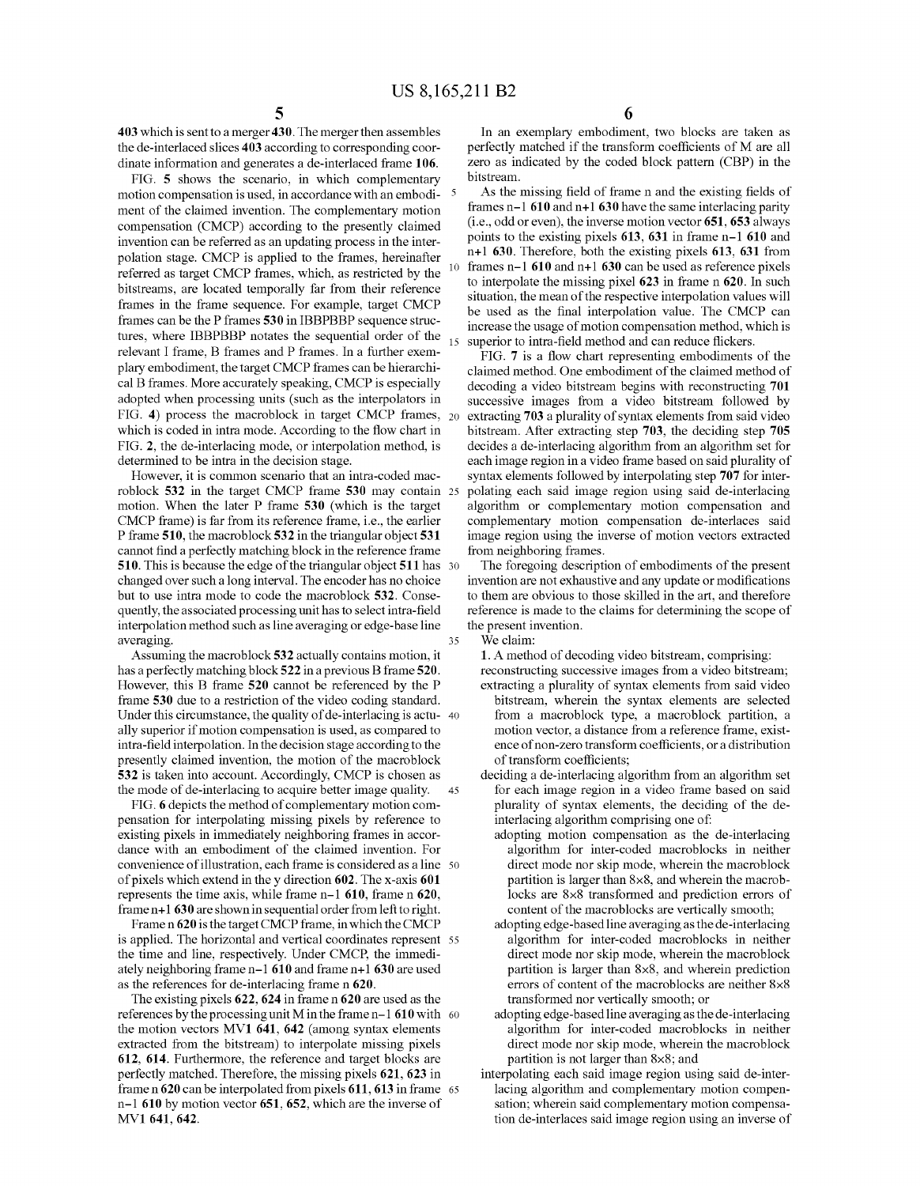403 which is sent to a merger 430. The merger then assembles the de-interlaced slices 403 according to corresponding coordinate information and generates a de-interlaced frame 106.

FIG. 5 shows the scenario, in which complementary motion compensation is used, in accordance with an embodiment of the claimed invention. The complementary motion compensation (CMCP) according to the presently claimed invention can be referred as an updating process in the interpolation stage. CMCP is applied to the frames, hereinafter referred as target CMCP frames, which, as restricted by the bitstreams, are located temporally far from their reference frames in the frame sequence. For example, target CMCP frames can be the P frames 530 in IBBPBBP sequence structures, where IBBPBBP notates the sequential order of the relevant I frame, B frames and P frames. In a further exemplary embodiment, the target CMCP frames can be hierarchical B frames. More accurately speaking, CMCP is especially adopted when processing units (such as the interpolators in FIG. 4) process the macroblock in target CMCP frames, which is coded in intra mode. According to the flow chart in FIG. 2, the de-interlacing mode, or interpolation method, is determined to be intra in the decision stage.

However, it is common scenario that an intra-coded macroblock 532 in the target CMCP frame 530 may contain motion. When the later P frame 530 (which is the target CMCP frame) is far from its reference frame, i.e., the earlier P frame 510, the macroblock 532 in the triangular object 531 cannot find a perfectly matching block in the reference frame 510. This is because the edge of the triangular object 511 has changed over such a long interval. The encoder has no choice but to use intra mode to code the macroblock 532. Consequently, the associated processing unit has to select intra-field interpolation method such as line averaging or edge-base line averaging.

Assuming the macroblock 532 actually contains motion, it has a perfectly matching block 522 in a previous B frame 520. However, this B frame 520 cannot be referenced by the P frame 530 due to a restriction of the video coding standard. Under this circumstance, the quality of de-interlacing is actually superior if motion compensation is used, as compared to intra-field interpolation. In the decision stage according to the presently claimed invention, the motion of the macroblock 532 is taken into account. Accordingly, CMCP is chosen as the mode of de-interlacing to acquire better image quality.

FIG. 6 depicts the method of complementary motion compensation for interpolating missing pixels by reference to existing pixels in immediately neighboring frames in accordance with an embodiment of the claimed invention. For convenience of illustration, each frame is considered as a line of pixels which extend in the y direction 602. The x-axis 601 represents the time axis, while frame n−1 610, frame n 620, frame n+1 630 are shown in sequential order from left to right.

Frame n 620 is the target CMCP frame, in which the CMCP is applied. The horizontal and vertical coordinates represent the time and line, respectively. Under CMCP, the immediately neighboring frame n−1 610 and frame n+1 630 are used as the references for de-interlacing frame n 620.

The existing pixels 622, 624 in frame n 620 are used as the references by the processing unit M in the frame n−1 610 with the motion vectors MV1 641, 642 (among syntax elements extracted from the bitstream) to interpolate missing pixels 612, 614. Furthermore, the reference and target blocks are perfectly matched. Therefore, the missing pixels 621, 623 in frame n 620 can be interpolated from pixels 611, 613 in frame n−1 610 by motion vector 651, 652, which are the inverse of MV1 641, 642.

In an exemplary embodiment, two blocks are taken as perfectly matched if the transform coefficients of M are all zero as indicated by the coded block pattern (CBP) in the bitstream.

As the missing field of frame n and the existing fields of frames n−1 610 and n+1 630 have the same interlacing parity (i.e., odd or even), the inverse motion vector 651, 653 always points to the existing pixels 613, 631 in frame n−1 610 and n+1 630. Therefore, both the existing pixels 613, 631 from frames n−1 610 and n+1 630 can be used as reference pixels to interpolate the missing pixel 623 in frame n 620. In such situation, the mean of the respective interpolation values will be used as the final interpolation value. The CMCP can increase the usage of motion compensation method, which is superior to intra-field method and can reduce flickers.

FIG. 7 is a flow chart representing embodiments of the claimed method. One embodiment of the claimed method of decoding a video bitstream begins with reconstructing 701 successive images from a video bitstream followed by extracting 703 a plurality of syntax elements from said video bitstream. After extracting step 703, the deciding step 705 decides a de-interlacing algorithm from an algorithm set for each image region in a video frame based on said plurality of syntax elements followed by interpolating step 707 for interpolating each said image region using said de-interlacing algorithm or complementary motion compensation and complementary motion compensation de-interlaces said image region using the inverse of motion vectors extracted from neighboring frames.

The foregoing description of embodiments of the present invention are not exhaustive and any update or modifications to them are obvious to those skilled in the art, and therefore reference is made to the claims for determining the scope of the present invention.

We claim:

1. A method of decoding video bitstream, comprising:
   - reconstructing successive images from a video bitstream;
   - extracting a plurality of syntax elements from said video bitstream, wherein the syntax elements are selected from a macroblock type, a macroblock partition, a motion vector, a distance from a reference frame, existence of non-zero transform coefficients, or a distribution of transform coefficients;
   - deciding a de-interlacing algorithm from an algorithm set for each image region in a video frame based on said plurality of syntax elements, the deciding of the de-interlacing algorithm comprising one of:
     - adopting motion compensation as the de-interlacing algorithm for inter-coded macroblocks in neither direct mode nor skip mode, wherein the macroblock partition is larger than 8×8, and wherein the macroblocks are 8×8 transformed and prediction errors of content of the macroblocks are vertically smooth;
     - adopting edge-based line averaging as the de-interlacing algorithm for inter-coded macroblocks in neither direct mode nor skip mode, wherein the macroblock partition is larger than 8×8, and wherein prediction errors of content of the macroblocks are neither 8×8 transformed nor vertically smooth; or
     - adopting edge-based line averaging as the de-interlacing algorithm for inter-coded macroblocks in neither direct mode nor skip mode, wherein the macroblock partition is not larger than 8×8; and
   - interpolating each said image region using said de-interlacing algorithm and complementary motion compensation; wherein said complementary motion compensation de-interlaces said image region using an inverse of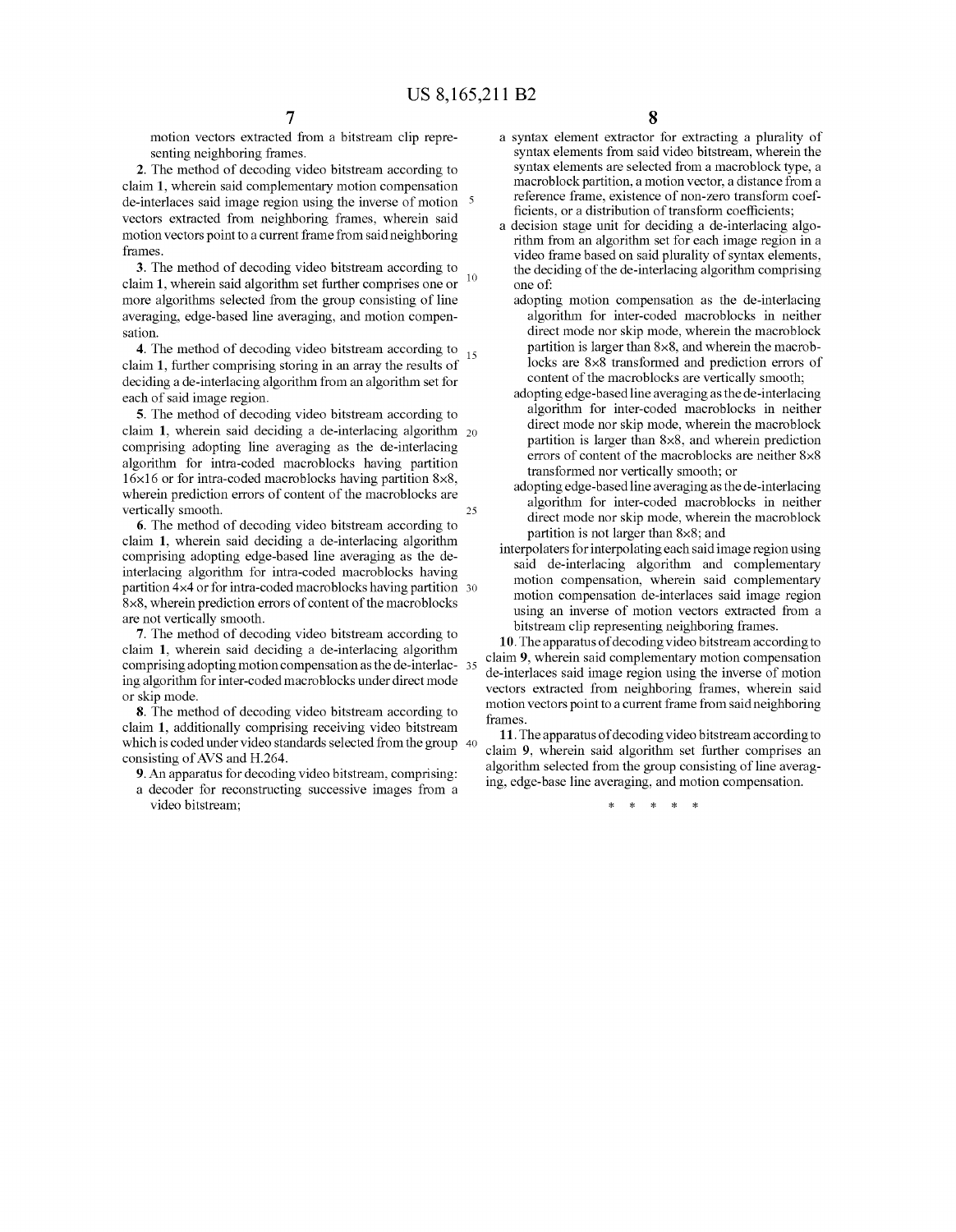motion vectors extracted from a bitstream clip representing neighboring frames.

**2**. The method of decoding video bitstream according to claim **1**, wherein said complementary motion compensation de-interlaces said image region using the inverse of motion vectors extracted from neighboring frames, wherein said motion vectors point to a current frame from said neighboring frames.

**3**. The method of decoding video bitstream according to claim **1**, wherein said algorithm set further comprises one or more algorithms selected from the group consisting of line averaging, edge-based line averaging, and motion compensation.

**4**. The method of decoding video bitstream according to claim **1**, further comprising storing in an array the results of deciding a de-interlacing algorithm from an algorithm set for each of said image region.

**5**. The method of decoding video bitstream according to claim **1**, wherein said deciding a de-interlacing algorithm comprising adopting line averaging as the de-interlacing algorithm for intra-coded macroblocks having partition 16×16 or for intra-coded macroblocks having partition 8×8, wherein prediction errors of content of the macroblocks are vertically smooth.

**6**. The method of decoding video bitstream according to claim **1**, wherein said deciding a de-interlacing algorithm comprising adopting edge-based line averaging as the de-interlacing algorithm for intra-coded macroblocks having partition 4×4 or for intra-coded macroblocks having partition 8×8, wherein prediction errors of content of the macroblocks are not vertically smooth.

**7**. The method of decoding video bitstream according to claim **1**, wherein said deciding a de-interlacing algorithm comprising adopting motion compensation as the de-interlacing algorithm for inter-coded macroblocks under direct mode or skip mode.

**8**. The method of decoding video bitstream according to claim **1**, additionally comprising receiving video bitstream which is coded under video standards selected from the group consisting of AVS and H.264.

**9**. An apparatus for decoding video bitstream, comprising:

- a decoder for reconstructing successive images from a video bitstream;
- a syntax element extractor for extracting a plurality of syntax elements from said video bitstream, wherein the syntax elements are selected from a macroblock type, a macroblock partition, a motion vector, a distance from a reference frame, existence of non-zero transform coefficients, or a distribution of transform coefficients;
- a decision stage unit for deciding a de-interlacing algorithm from an algorithm set for each image region in a video frame based on said plurality of syntax elements, the deciding of the de-interlacing algorithm comprising one of:
  - adopting motion compensation as the de-interlacing algorithm for inter-coded macroblocks in neither direct mode nor skip mode, wherein the macroblock partition is larger than 8×8, and wherein the macroblocks are 8×8 transformed and prediction errors of content of the macroblocks are vertically smooth;
  - adopting edge-based line averaging as the de-interlacing algorithm for inter-coded macroblocks in neither direct mode nor skip mode, wherein the macroblock partition is larger than 8×8, and wherein prediction errors of content of the macroblocks are neither 8×8 transformed nor vertically smooth; or
  - adopting edge-based line averaging as the de-interlacing algorithm for inter-coded macroblocks in neither direct mode nor skip mode, wherein the macroblock partition is not larger than 8×8; and
- interpolaters for interpolating each said image region using said de-interlacing algorithm and complementary motion compensation, wherein said complementary motion compensation de-interlaces said image region using an inverse of motion vectors extracted from a bitstream clip representing neighboring frames.

**10**. The apparatus of decoding video bitstream according to claim **9**, wherein said complementary motion compensation de-interlaces said image region using the inverse of motion vectors extracted from neighboring frames, wherein said motion vectors point to a current frame from said neighboring frames.

**11**. The apparatus of decoding video bitstream according to claim **9**, wherein said algorithm set further comprises an algorithm selected from the group consisting of line averaging, edge-base line averaging, and motion compensation.

* * * * *